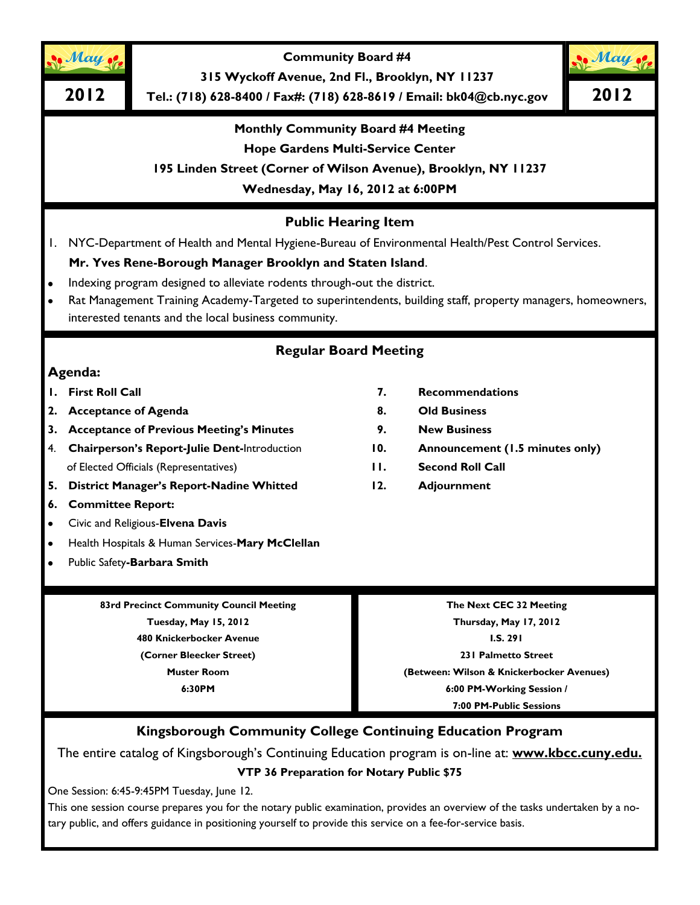May 2012

**Community Board #4**

**315 Wyckoff Avenue, 2nd Fl., Brooklyn, NY 11237**

**Tel.: (718) 628-8400 / Fax#: (718) 628-8619 / Email: bk04@cb.nyc.gov**

May 2012

**Monthly Community Board #4 Meeting**

**Hope Gardens Multi-Service Center**

**195 Linden Street (Corner of Wilson Avenue), Brooklyn, NY 11237**

**Wednesday, May 16, 2012 at 6:00PM**

## Public Hearing Item

1. NYC-Department of Health and Mental Hygiene-Bureau of Environmental Health/Pest Control Services.
   **Mr. Yves Rene-Borough Manager Brooklyn and Staten Island**.

- Indexing program designed to alleviate rodents through-out the district.
- Rat Management Training Academy-Targeted to superintendents, building staff, property managers, homeowners, interested tenants and the local business community.

## Regular Board Meeting

### Agenda:

1. **First Roll Call**
2. **Acceptance of Agenda**
3. **Acceptance of Previous Meeting's Minutes**
4. **Chairperson's Report-Julie Dent-**Introduction of Elected Officials (Representatives)
5. **District Manager's Report-Nadine Whitted**
6. **Committee Report:**
   - Civic and Religious-**Elvena Davis**
   - Health Hospitals & Human Services-**Mary McClellan**
   - Public Safety-**Barbara Smith**
7. **Recommendations**
8. **Old Business**
9. **New Business**
10. **Announcement (1.5 minutes only)**
11. **Second Roll Call**
12. **Adjournment**

**83rd Precinct Community Council Meeting**
**Tuesday, May 15, 2012**
**480 Knickerbocker Avenue**
**(Corner Bleecker Street)**
**Muster Room**
**6:30PM**

**The Next CEC 32 Meeting**
**Thursday, May 17, 2012**
**I.S. 291**
**231 Palmetto Street**
**(Between: Wilson & Knickerbocker Avenues)**
**6:00 PM-Working Session /**
**7:00 PM-Public Sessions**

## Kingsborough Community College Continuing Education Program

The entire catalog of Kingsborough's Continuing Education program is on-line at: **www.kbcc.cuny.edu.**

**VTP 36 Preparation for Notary Public $75**

One Session: 6:45-9:45PM Tuesday, June 12.

This one session course prepares you for the notary public examination, provides an overview of the tasks undertaken by a notary public, and offers guidance in positioning yourself to provide this service on a fee-for-service basis.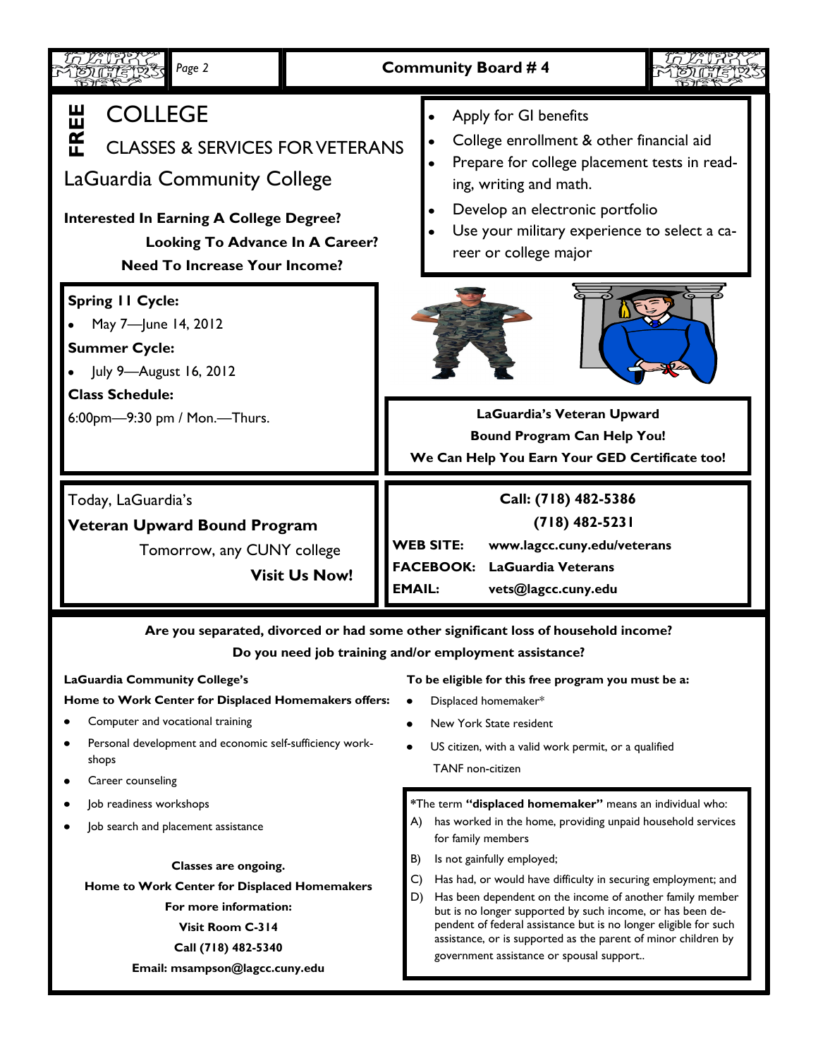# FREE COLLEGE

## CLASSES & SERVICES FOR VETERANS

## LaGuardia Community College

**Interested In Earning A College Degree?**

**Looking To Advance In A Career?**

**Need To Increase Your Income?**

- Apply for GI benefits
- College enrollment & other financial aid
- Prepare for college placement tests in reading, writing and math.
- Develop an electronic portfolio
- Use your military experience to select a career or college major

**Spring 11 Cycle:**

- May 7—June 14, 2012

**Summer Cycle:**

- July 9—August 16, 2012

**Class Schedule:**

6:00pm—9:30 pm / Mon.—Thurs.

**LaGuardia's Veteran Upward Bound Program Can Help You!**
**We Can Help You Earn Your GED Certificate too!**

Today, LaGuardia's

**Veteran Upward Bound Program**

Tomorrow, any CUNY college

**Visit Us Now!**

**Call: (718) 482-5386**
**(718) 482-5231**

**WEB SITE:** **www.lagcc.cuny.edu/veterans**
**FACEBOOK:** **LaGuardia Veterans**
**EMAIL:** **vets@lagcc.cuny.edu**

---

**Are you separated, divorced or had some other significant loss of household income?**
**Do you need job training and/or employment assistance?**

**LaGuardia Community College's**
**Home to Work Center for Displaced Homemakers offers:**

- Computer and vocational training
- Personal development and economic self-sufficiency workshops
- Career counseling
- Job readiness workshops
- Job search and placement assistance

**Classes are ongoing.**
**Home to Work Center for Displaced Homemakers**
**For more information:**
**Visit Room C-314**
**Call (718) 482-5340**
**Email: msampson@lagcc.cuny.edu**

**To be eligible for this free program you must be a:**

- Displaced homemaker*
- New York State resident
- US citizen, with a valid work permit, or a qualified TANF non-citizen

*The term **"displaced homemaker"** means an individual who:

A) has worked in the home, providing unpaid household services for family members
B) Is not gainfully employed;
C) Has had, or would have difficulty in securing employment; and
D) Has been dependent on the income of another family member but is no longer supported by such income, or has been dependent of federal assistance but is no longer eligible for such assistance, or is supported as the parent of minor children by government assistance or spousal support..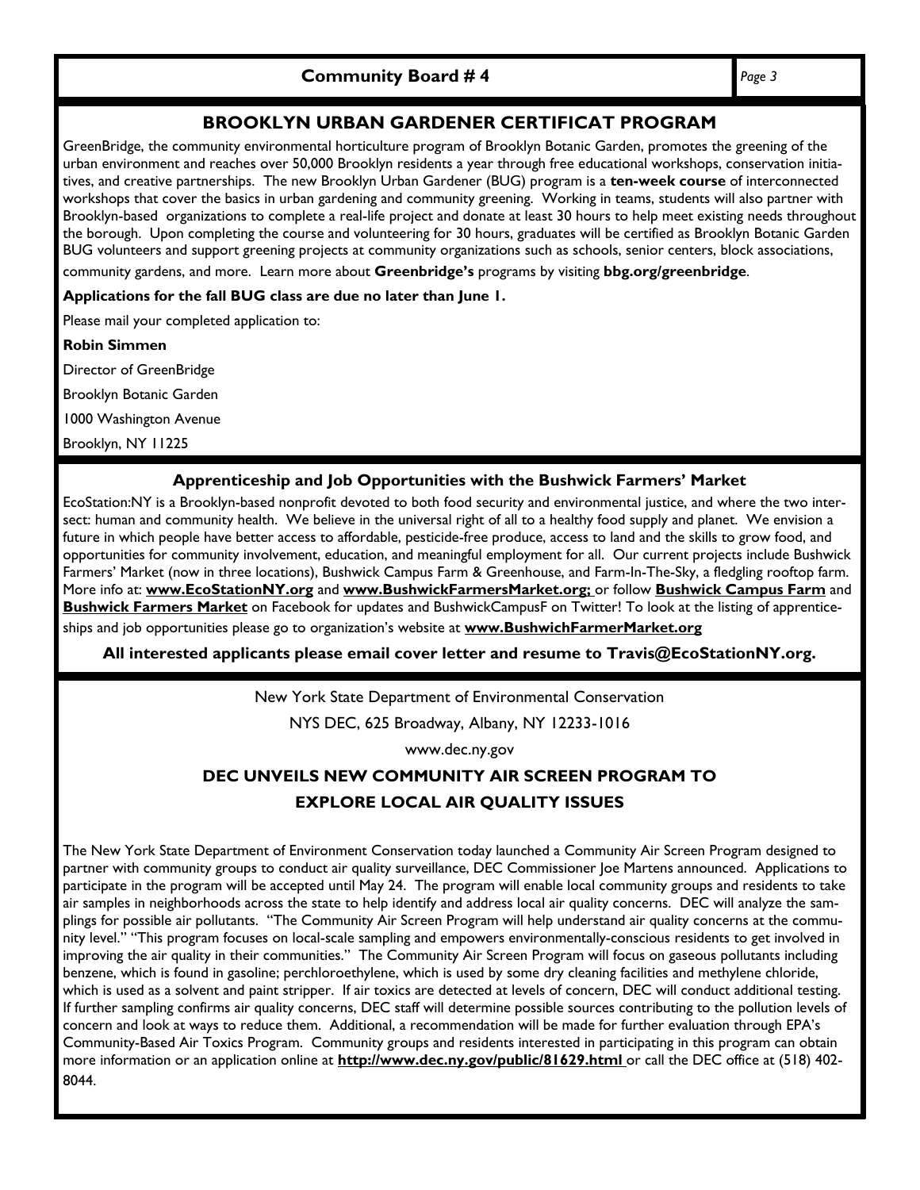## BROOKLYN URBAN GARDENER CERTIFICAT PROGRAM

GreenBridge, the community environmental horticulture program of Brooklyn Botanic Garden, promotes the greening of the urban environment and reaches over 50,000 Brooklyn residents a year through free educational workshops, conservation initiatives, and creative partnerships. The new Brooklyn Urban Gardener (BUG) program is a **ten-week course** of interconnected workshops that cover the basics in urban gardening and community greening. Working in teams, students will also partner with Brooklyn-based organizations to complete a real-life project and donate at least 30 hours to help meet existing needs throughout the borough. Upon completing the course and volunteering for 30 hours, graduates will be certified as Brooklyn Botanic Garden BUG volunteers and support greening projects at community organizations such as schools, senior centers, block associations, community gardens, and more. Learn more about **Greenbridge's** programs by visiting **bbg.org/greenbridge**.

**Applications for the fall BUG class are due no later than June 1.**

Please mail your completed application to:

**Robin Simmen**

Director of GreenBridge

Brooklyn Botanic Garden

1000 Washington Avenue

Brooklyn, NY 11225

### Apprenticeship and Job Opportunities with the Bushwick Farmers' Market

EcoStation:NY is a Brooklyn-based nonprofit devoted to both food security and environmental justice, and where the two intersect: human and community health. We believe in the universal right of all to a healthy food supply and planet. We envision a future in which people have better access to affordable, pesticide-free produce, access to land and the skills to grow food, and opportunities for community involvement, education, and meaningful employment for all. Our current projects include Bushwick Farmers' Market (now in three locations), Bushwick Campus Farm & Greenhouse, and Farm-In-The-Sky, a fledgling rooftop farm. More info at: **www.EcoStationNY.org** and **www.BushwickFarmersMarket.org;** or follow **Bushwick Campus Farm** and **Bushwick Farmers Market** on Facebook for updates and BushwickCampusF on Twitter! To look at the listing of apprenticeships and job opportunities please go to organization's website at **www.BushwichFarmerMarket.org**

**All interested applicants please email cover letter and resume to Travis@EcoStationNY.org.**

New York State Department of Environmental Conservation

NYS DEC, 625 Broadway, Albany, NY 12233-1016

www.dec.ny.gov

## DEC UNVEILS NEW COMMUNITY AIR SCREEN PROGRAM TO EXPLORE LOCAL AIR QUALITY ISSUES

The New York State Department of Environment Conservation today launched a Community Air Screen Program designed to partner with community groups to conduct air quality surveillance, DEC Commissioner Joe Martens announced. Applications to participate in the program will be accepted until May 24. The program will enable local community groups and residents to take air samples in neighborhoods across the state to help identify and address local air quality concerns. DEC will analyze the samplings for possible air pollutants. "The Community Air Screen Program will help understand air quality concerns at the community level." "This program focuses on local-scale sampling and empowers environmentally-conscious residents to get involved in improving the air quality in their communities." The Community Air Screen Program will focus on gaseous pollutants including benzene, which is found in gasoline; perchloroethylene, which is used by some dry cleaning facilities and methylene chloride, which is used as a solvent and paint stripper. If air toxics are detected at levels of concern, DEC will conduct additional testing. If further sampling confirms air quality concerns, DEC staff will determine possible sources contributing to the pollution levels of concern and look at ways to reduce them. Additional, a recommendation will be made for further evaluation through EPA's Community-Based Air Toxics Program. Community groups and residents interested in participating in this program can obtain more information or an application online at **http://www.dec.ny.gov/public/81629.html** or call the DEC office at (518) 402-8044.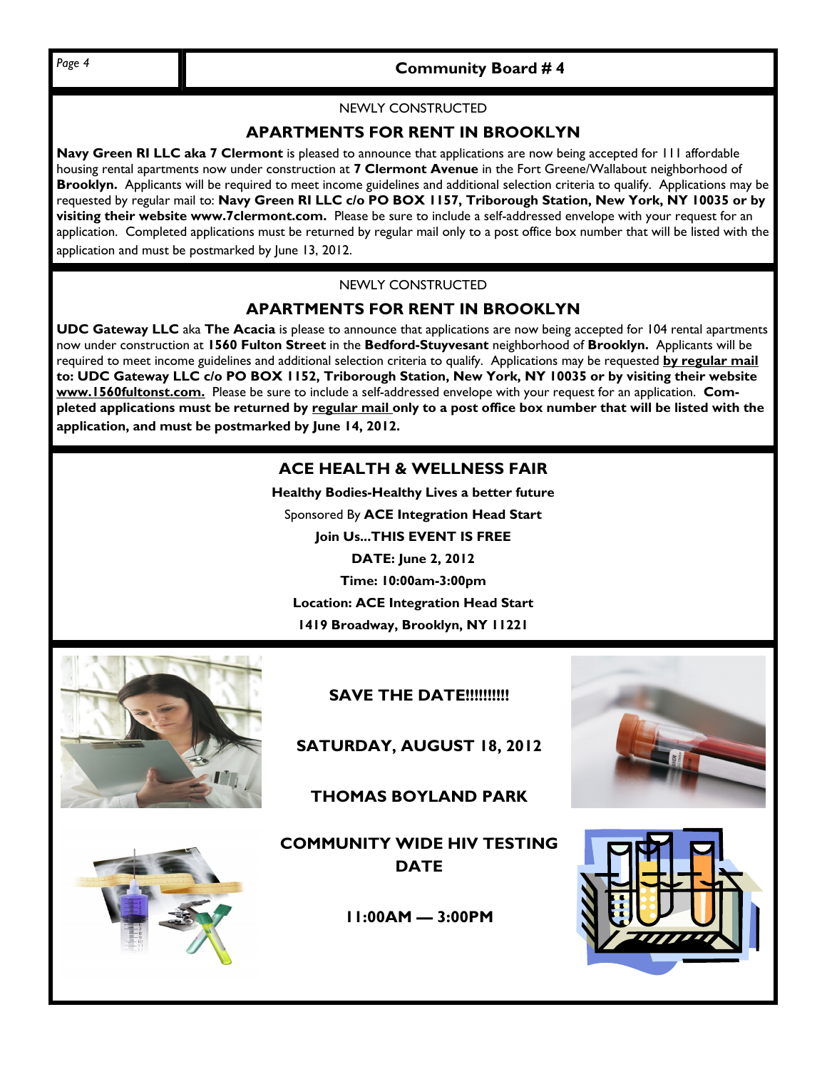## Community Board # 4

NEWLY CONSTRUCTED

### APARTMENTS FOR RENT IN BROOKLYN

**Navy Green RI LLC aka 7 Clermont** is pleased to announce that applications are now being accepted for 111 affordable housing rental apartments now under construction at **7 Clermont Avenue** in the Fort Greene/Wallabout neighborhood of **Brooklyn.** Applicants will be required to meet income guidelines and additional selection criteria to qualify. Applications may be requested by regular mail to: **Navy Green RI LLC c/o PO BOX 1157, Triborough Station, New York, NY 10035 or by visiting their website www.7clermont.com.** Please be sure to include a self-addressed envelope with your request for an application. Completed applications must be returned by regular mail only to a post office box number that will be listed with the application and must be postmarked by June 13, 2012.

NEWLY CONSTRUCTED

### APARTMENTS FOR RENT IN BROOKLYN

**UDC Gateway LLC** aka **The Acacia** is please to announce that applications are now being accepted for 104 rental apartments now under construction at **1560 Fulton Street** in the **Bedford-Stuyvesant** neighborhood of **Brooklyn.** Applicants will be required to meet income guidelines and additional selection criteria to qualify. Applications may be requested **by regular mail to: UDC Gateway LLC c/o PO BOX 1152, Triborough Station, New York, NY 10035 or by visiting their website www.1560fultonst.com.** Please be sure to include a self-addressed envelope with your request for an application. **Completed applications must be returned by regular mail only to a post office box number that will be listed with the application, and must be postmarked by June 14, 2012.**

### ACE HEALTH & WELLNESS FAIR

**Healthy Bodies-Healthy Lives a better future**

Sponsored By **ACE Integration Head Start**

**Join Us...THIS EVENT IS FREE**

**DATE: June 2, 2012**

**Time: 10:00am-3:00pm**

**Location: ACE Integration Head Start**

**1419 Broadway, Brooklyn, NY 11221**

**SAVE THE DATE!!!!!!!!!**

**SATURDAY, AUGUST 18, 2012**

**THOMAS BOYLAND PARK**

**COMMUNITY WIDE HIV TESTING DATE**

**11:00AM — 3:00PM**